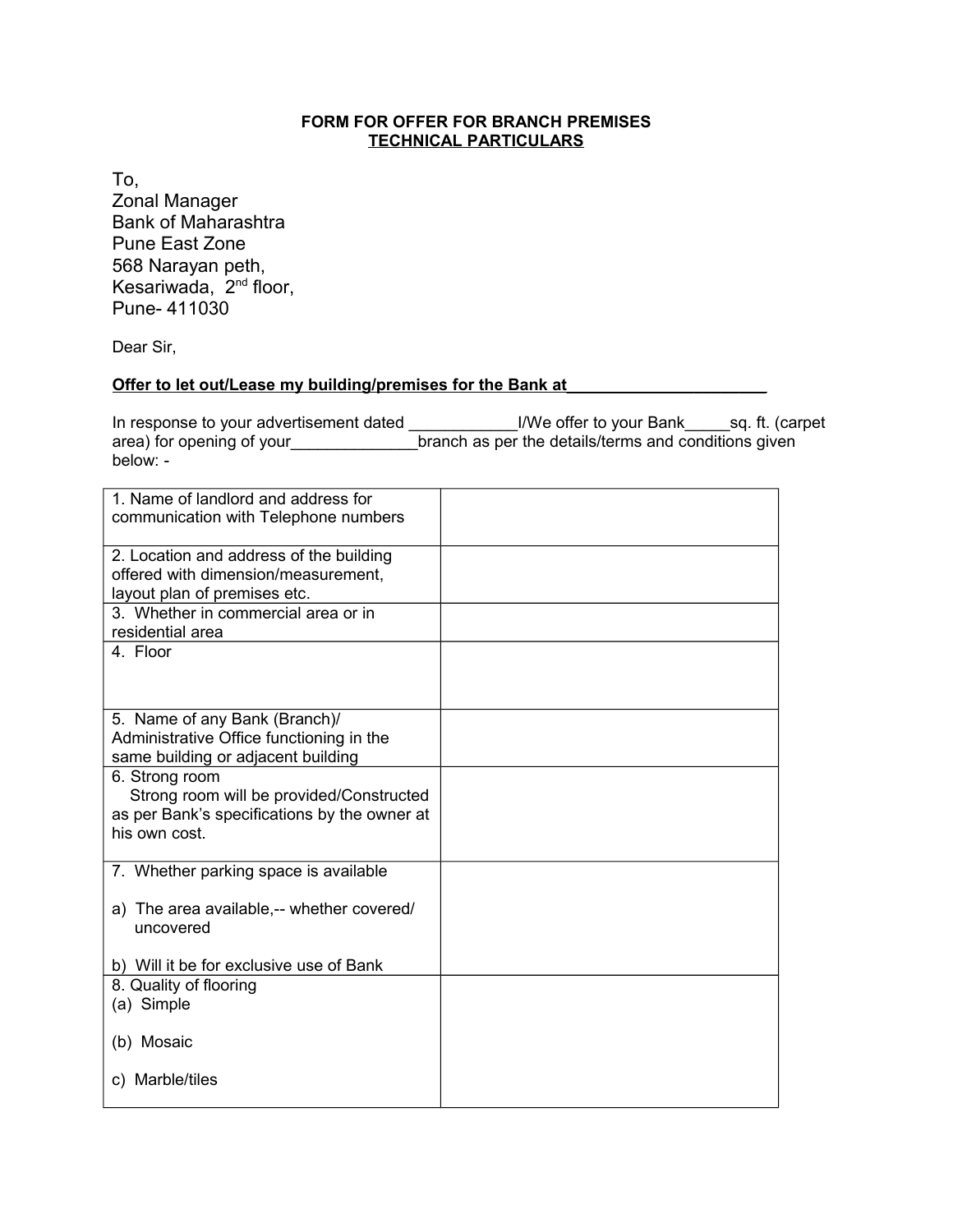**FORM FOR OFFER FOR BRANCH PREMISES**
**TECHNICAL PARTICULARS**

To,
Zonal Manager
Bank of Maharashtra
Pune East Zone
568 Narayan peth,
Kesariwada, 2nd floor,
Pune- 411030

Dear Sir,

**Offer to let out/Lease my building/premises for the Bank at______________________**

In response to your advertisement dated ____________I/We offer to your Bank_____sq. ft. (carpet area) for opening of your______________branch as per the details/terms and conditions given below: -

| | |
|---|---|
| 1. Name of landlord and address for communication with Telephone numbers | |
| 2. Location and address of the building offered with dimension/measurement, layout plan of premises etc. | |
| 3. Whether in commercial area or in residential area | |
| 4. Floor | |
| 5. Name of any Bank (Branch)/ Administrative Office functioning in the same building or adjacent building | |
| 6. Strong room<br>Strong room will be provided/Constructed as per Bank's specifications by the owner at his own cost. | |
| 7. Whether parking space is available<br>a) The area available,-- whether covered/ uncovered<br>b) Will it be for exclusive use of Bank | |
| 8. Quality of flooring<br>(a) Simple<br>(b) Mosaic<br>c) Marble/tiles | |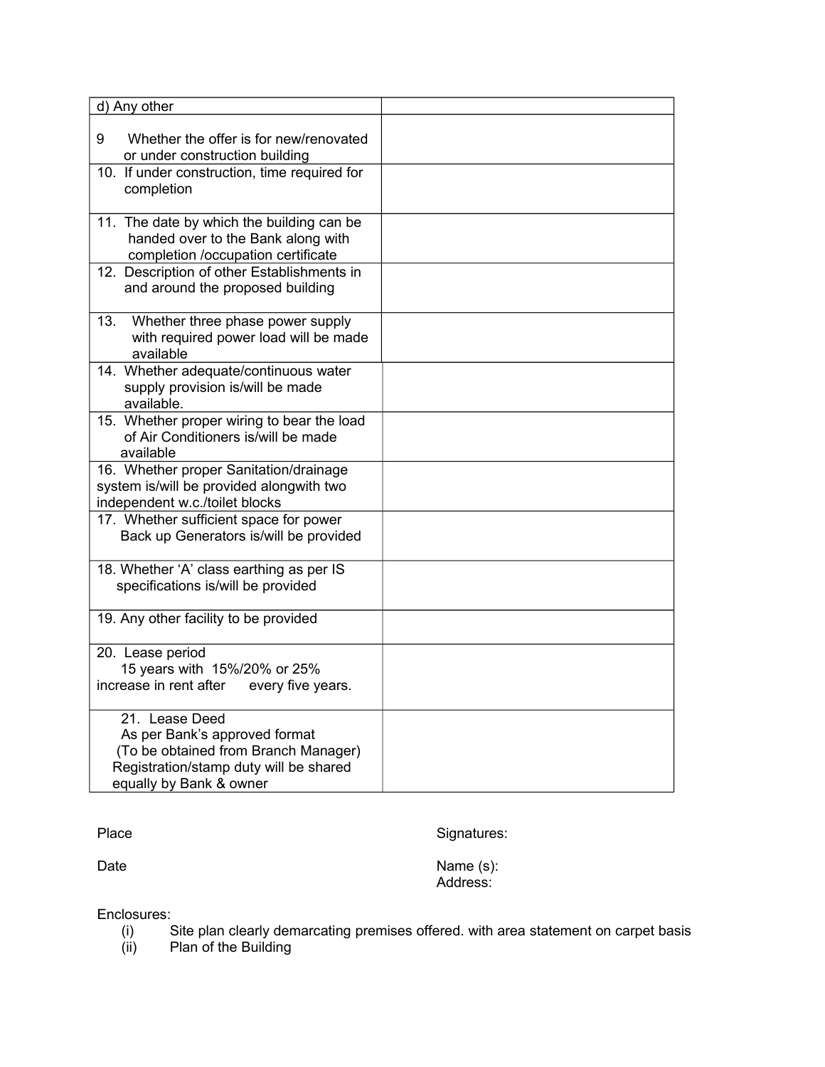| d) Any other | |
|---|---|
| 9 Whether the offer is for new/renovated or under construction building | |
| 10. If under construction, time required for completion | |
| 11. The date by which the building can be handed over to the Bank along with completion /occupation certificate | |
| 12. Description of other Establishments in and around the proposed building | |
| 13. Whether three phase power supply with required power load will be made available | |
| 14. Whether adequate/continuous water supply provision is/will be made available. | |
| 15. Whether proper wiring to bear the load of Air Conditioners is/will be made available | |
| 16. Whether proper Sanitation/drainage system is/will be provided alongwith two independent w.c./toilet blocks | |
| 17. Whether sufficient space for power Back up Generators is/will be provided | |
| 18. Whether 'A' class earthing as per IS specifications is/will be provided | |
| 19. Any other facility to be provided | |
| 20. Lease period 15 years with 15%/20% or 25% increase in rent after every five years. | |
| 21. Lease Deed As per Bank's approved format (To be obtained from Branch Manager) Registration/stamp duty will be shared equally by Bank & owner | |

Place

Date

Signatures:

Name (s):
Address:

Enclosures:

(i) Site plan clearly demarcating premises offered. with area statement on carpet basis
(ii) Plan of the Building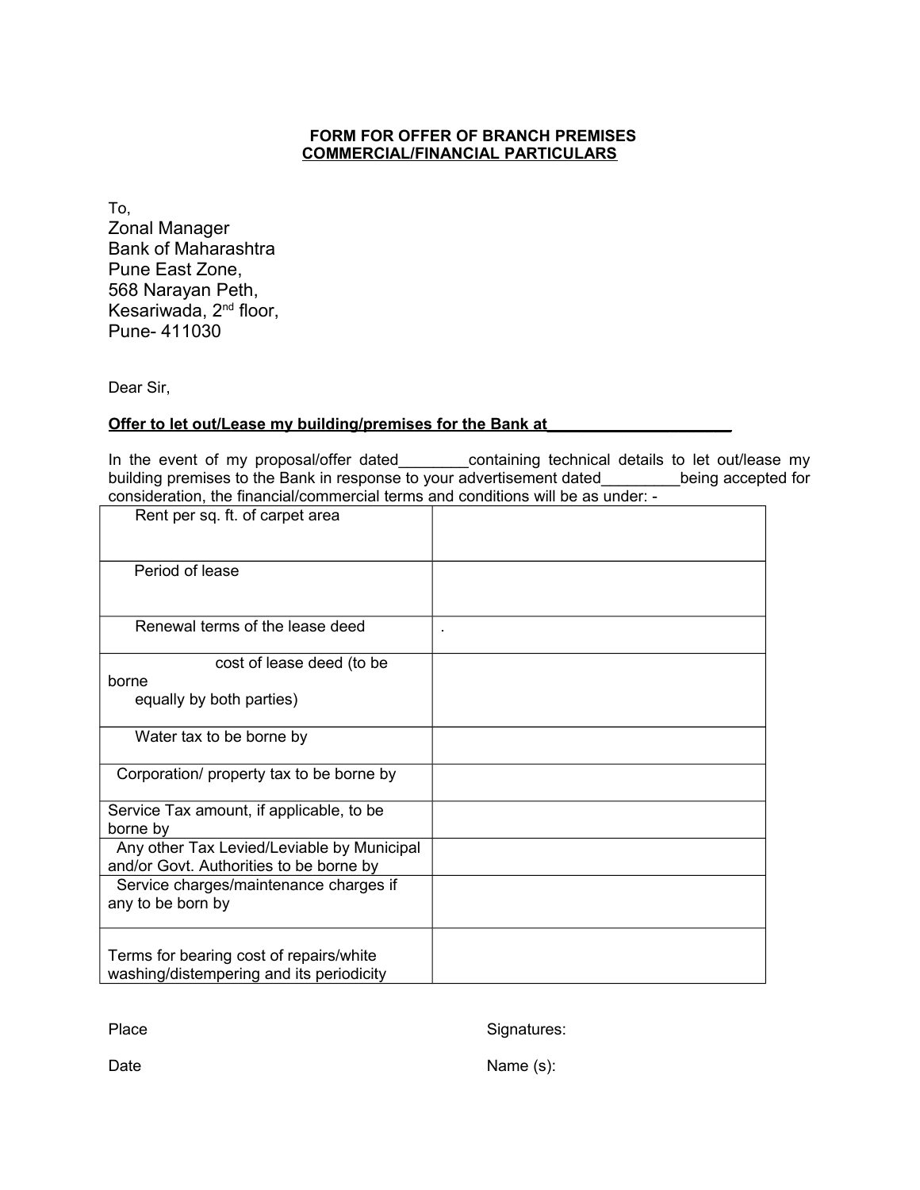**FORM FOR OFFER OF BRANCH PREMISES**
**COMMERCIAL/FINANCIAL PARTICULARS**

To,
Zonal Manager
Bank of Maharashtra
Pune East Zone,
568 Narayan Peth,
Kesariwada, 2nd floor,
Pune- 411030

Dear Sir,

**Offer to let out/Lease my building/premises for the Bank at____________________**

In the event of my proposal/offer dated________containing technical details to let out/lease my building premises to the Bank in response to your advertisement dated_________being accepted for consideration, the financial/commercial terms and conditions will be as under: -

| | |
|---|---|
| Rent per sq. ft. of carpet area | |
| Period of lease | |
| Renewal terms of the lease deed | . |
| cost of lease deed (to be borne equally by both parties) | |
| Water tax to be borne by | |
| Corporation/ property tax to be borne by | |
| Service Tax amount, if applicable, to be borne by | |
| Any other Tax Levied/Leviable by Municipal and/or Govt. Authorities to be borne by | |
| Service charges/maintenance charges if any to be born by | |
| Terms for bearing cost of repairs/white washing/distempering and its periodicity | |

Place

Date

Signatures:

Name (s):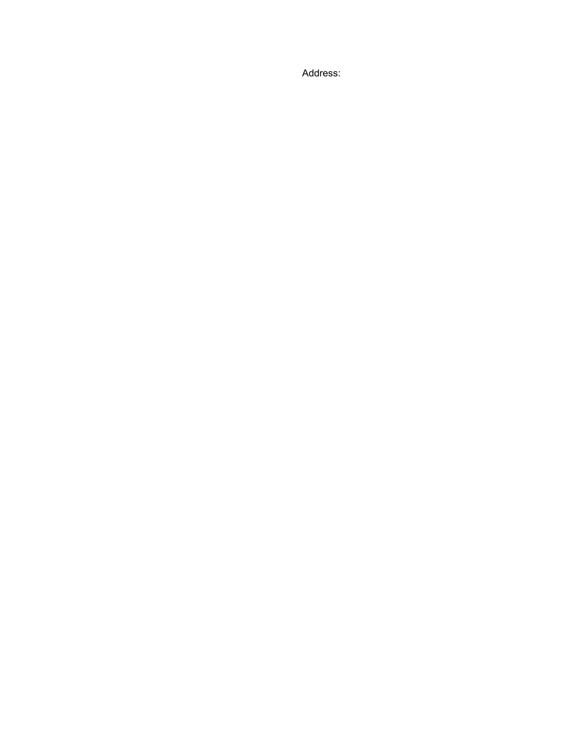Address: